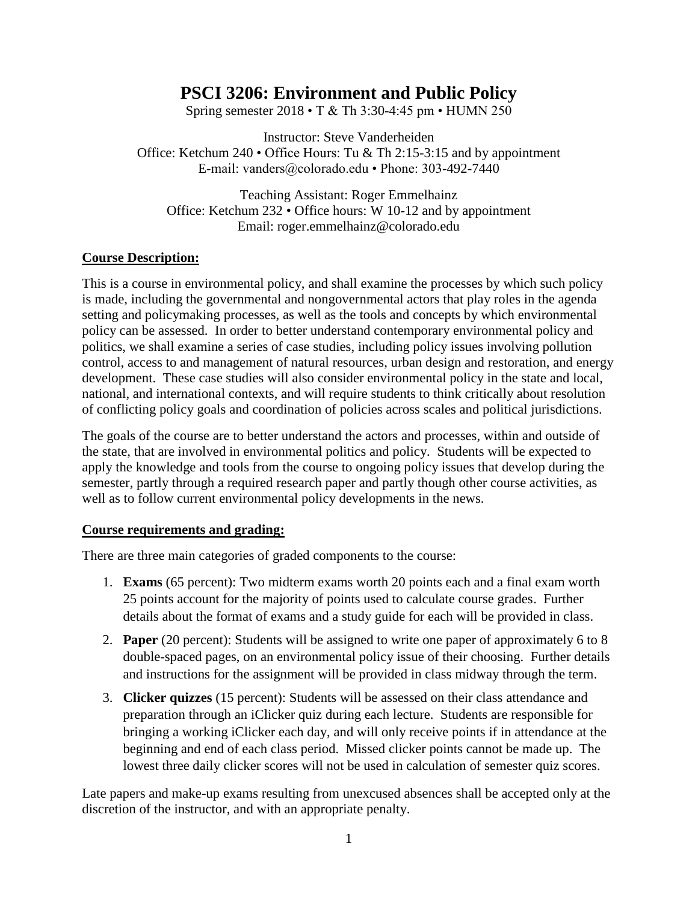# PSCI 3206: Environment and Public Policy

Spring semester 2018 • T & Th 3:30-4:45 pm • HUMN 250

Instructor: Steve Vanderheiden
Office: Ketchum 240 • Office Hours: Tu & Th 2:15-3:15 and by appointment
E-mail: vanders@colorado.edu • Phone: 303-492-7440

Teaching Assistant: Roger Emmelhainz
Office: Ketchum 232 • Office hours: W 10-12 and by appointment
Email: roger.emmelhainz@colorado.edu

## Course Description:

This is a course in environmental policy, and shall examine the processes by which such policy is made, including the governmental and nongovernmental actors that play roles in the agenda setting and policymaking processes, as well as the tools and concepts by which environmental policy can be assessed. In order to better understand contemporary environmental policy and politics, we shall examine a series of case studies, including policy issues involving pollution control, access to and management of natural resources, urban design and restoration, and energy development. These case studies will also consider environmental policy in the state and local, national, and international contexts, and will require students to think critically about resolution of conflicting policy goals and coordination of policies across scales and political jurisdictions.

The goals of the course are to better understand the actors and processes, within and outside of the state, that are involved in environmental politics and policy. Students will be expected to apply the knowledge and tools from the course to ongoing policy issues that develop during the semester, partly through a required research paper and partly though other course activities, as well as to follow current environmental policy developments in the news.

## Course requirements and grading:

There are three main categories of graded components to the course:

1. **Exams** (65 percent): Two midterm exams worth 20 points each and a final exam worth 25 points account for the majority of points used to calculate course grades. Further details about the format of exams and a study guide for each will be provided in class.
2. **Paper** (20 percent): Students will be assigned to write one paper of approximately 6 to 8 double-spaced pages, on an environmental policy issue of their choosing. Further details and instructions for the assignment will be provided in class midway through the term.
3. **Clicker quizzes** (15 percent): Students will be assessed on their class attendance and preparation through an iClicker quiz during each lecture. Students are responsible for bringing a working iClicker each day, and will only receive points if in attendance at the beginning and end of each class period. Missed clicker points cannot be made up. The lowest three daily clicker scores will not be used in calculation of semester quiz scores.

Late papers and make-up exams resulting from unexcused absences shall be accepted only at the discretion of the instructor, and with an appropriate penalty.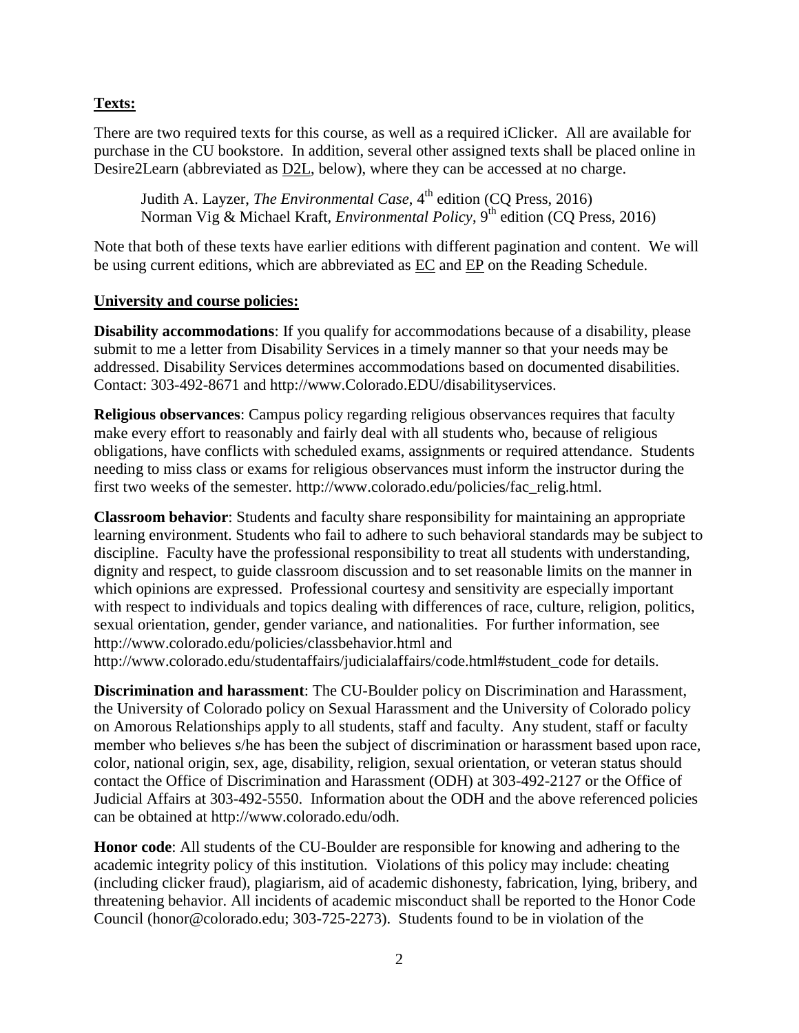**Texts:**

There are two required texts for this course, as well as a required iClicker. All are available for purchase in the CU bookstore. In addition, several other assigned texts shall be placed online in Desire2Learn (abbreviated as D2L, below), where they can be accessed at no charge.

> Judith A. Layzer, *The Environmental Case*, 4th edition (CQ Press, 2016)
> Norman Vig & Michael Kraft, *Environmental Policy*, 9th edition (CQ Press, 2016)

Note that both of these texts have earlier editions with different pagination and content. We will be using current editions, which are abbreviated as EC and EP on the Reading Schedule.

**University and course policies:**

**Disability accommodations**: If you qualify for accommodations because of a disability, please submit to me a letter from Disability Services in a timely manner so that your needs may be addressed. Disability Services determines accommodations based on documented disabilities. Contact: 303-492-8671 and http://www.Colorado.EDU/disabilityservices.

**Religious observances**: Campus policy regarding religious observances requires that faculty make every effort to reasonably and fairly deal with all students who, because of religious obligations, have conflicts with scheduled exams, assignments or required attendance. Students needing to miss class or exams for religious observances must inform the instructor during the first two weeks of the semester. http://www.colorado.edu/policies/fac_relig.html.

**Classroom behavior**: Students and faculty share responsibility for maintaining an appropriate learning environment. Students who fail to adhere to such behavioral standards may be subject to discipline. Faculty have the professional responsibility to treat all students with understanding, dignity and respect, to guide classroom discussion and to set reasonable limits on the manner in which opinions are expressed. Professional courtesy and sensitivity are especially important with respect to individuals and topics dealing with differences of race, culture, religion, politics, sexual orientation, gender, gender variance, and nationalities. For further information, see http://www.colorado.edu/policies/classbehavior.html and http://www.colorado.edu/studentaffairs/judicialaffairs/code.html#student_code for details.

**Discrimination and harassment**: The CU-Boulder policy on Discrimination and Harassment, the University of Colorado policy on Sexual Harassment and the University of Colorado policy on Amorous Relationships apply to all students, staff and faculty. Any student, staff or faculty member who believes s/he has been the subject of discrimination or harassment based upon race, color, national origin, sex, age, disability, religion, sexual orientation, or veteran status should contact the Office of Discrimination and Harassment (ODH) at 303-492-2127 or the Office of Judicial Affairs at 303-492-5550. Information about the ODH and the above referenced policies can be obtained at http://www.colorado.edu/odh.

**Honor code**: All students of the CU-Boulder are responsible for knowing and adhering to the academic integrity policy of this institution. Violations of this policy may include: cheating (including clicker fraud), plagiarism, aid of academic dishonesty, fabrication, lying, bribery, and threatening behavior. All incidents of academic misconduct shall be reported to the Honor Code Council (honor@colorado.edu; 303-725-2273). Students found to be in violation of the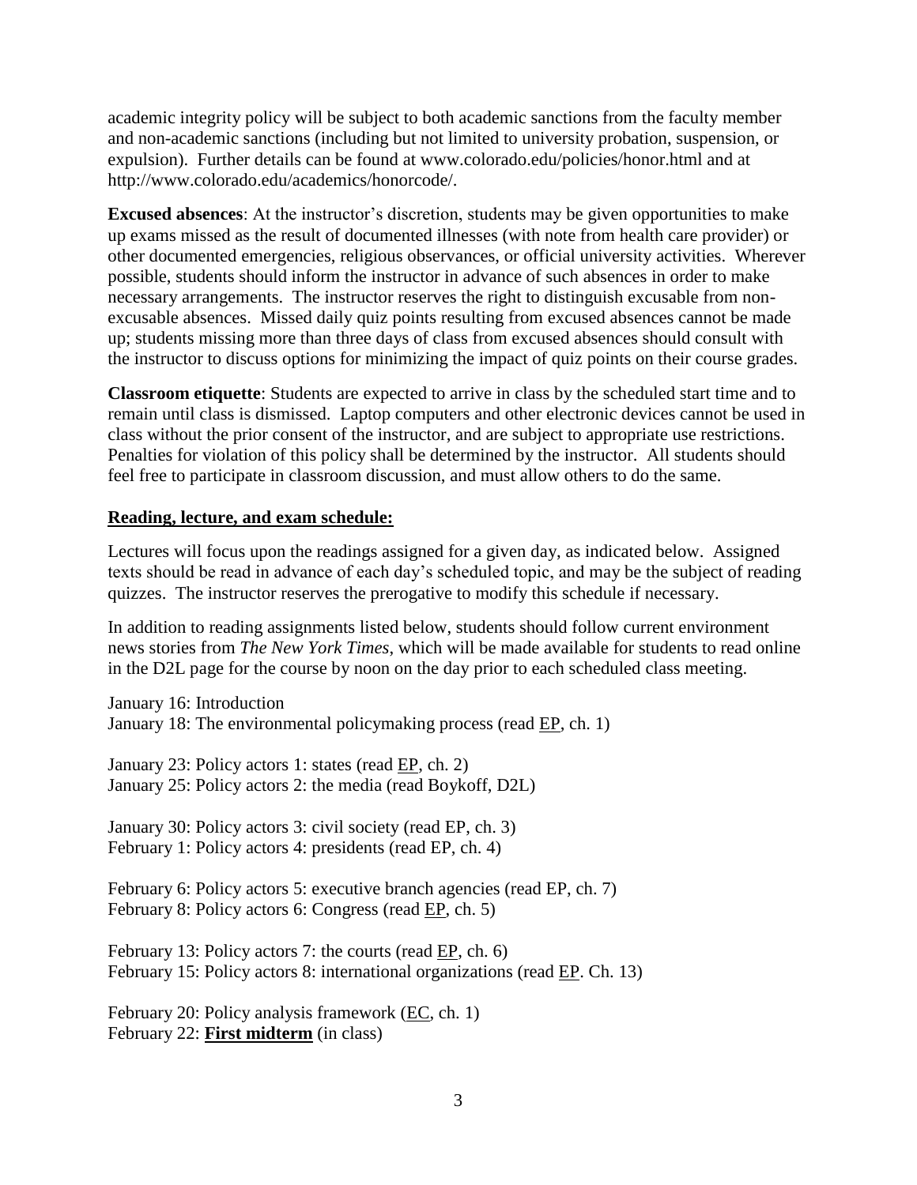academic integrity policy will be subject to both academic sanctions from the faculty member and non-academic sanctions (including but not limited to university probation, suspension, or expulsion). Further details can be found at www.colorado.edu/policies/honor.html and at http://www.colorado.edu/academics/honorcode/.

**Excused absences**: At the instructor's discretion, students may be given opportunities to make up exams missed as the result of documented illnesses (with note from health care provider) or other documented emergencies, religious observances, or official university activities. Wherever possible, students should inform the instructor in advance of such absences in order to make necessary arrangements. The instructor reserves the right to distinguish excusable from non-excusable absences. Missed daily quiz points resulting from excused absences cannot be made up; students missing more than three days of class from excused absences should consult with the instructor to discuss options for minimizing the impact of quiz points on their course grades.

**Classroom etiquette**: Students are expected to arrive in class by the scheduled start time and to remain until class is dismissed. Laptop computers and other electronic devices cannot be used in class without the prior consent of the instructor, and are subject to appropriate use restrictions. Penalties for violation of this policy shall be determined by the instructor. All students should feel free to participate in classroom discussion, and must allow others to do the same.

**Reading, lecture, and exam schedule:**

Lectures will focus upon the readings assigned for a given day, as indicated below. Assigned texts should be read in advance of each day's scheduled topic, and may be the subject of reading quizzes. The instructor reserves the prerogative to modify this schedule if necessary.

In addition to reading assignments listed below, students should follow current environment news stories from *The New York Times*, which will be made available for students to read online in the D2L page for the course by noon on the day prior to each scheduled class meeting.

January 16: Introduction
January 18: The environmental policymaking process (read EP, ch. 1)

January 23: Policy actors 1: states (read EP, ch. 2)
January 25: Policy actors 2: the media (read Boykoff, D2L)

January 30: Policy actors 3: civil society (read EP, ch. 3)
February 1: Policy actors 4: presidents (read EP, ch. 4)

February 6: Policy actors 5: executive branch agencies (read EP, ch. 7)
February 8: Policy actors 6: Congress (read EP, ch. 5)

February 13: Policy actors 7: the courts (read EP, ch. 6)
February 15: Policy actors 8: international organizations (read EP. Ch. 13)

February 20: Policy analysis framework (EC, ch. 1)
February 22: **First midterm** (in class)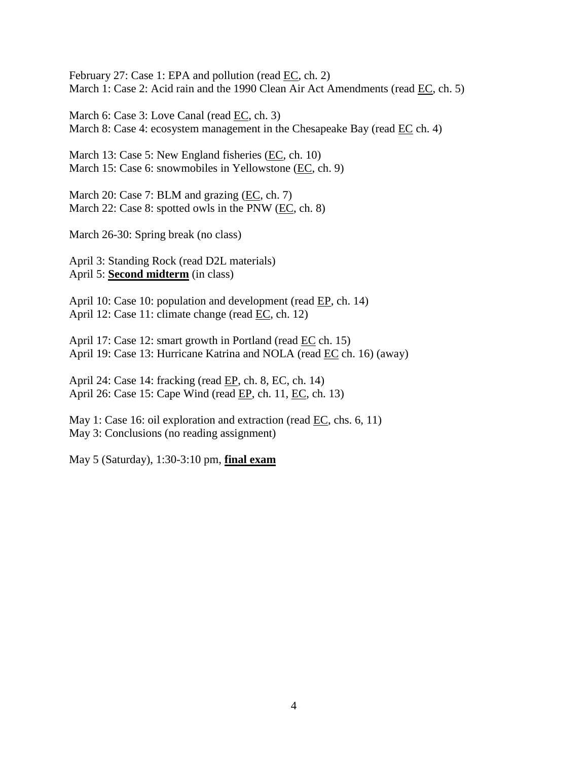February 27: Case 1: EPA and pollution (read <u>EC</u>, ch. 2)
March 1: Case 2: Acid rain and the 1990 Clean Air Act Amendments (read <u>EC</u>, ch. 5)

March 6: Case 3: Love Canal (read <u>EC</u>, ch. 3)
March 8: Case 4: ecosystem management in the Chesapeake Bay (read <u>EC</u> ch. 4)

March 13: Case 5: New England fisheries (<u>EC</u>, ch. 10)
March 15: Case 6: snowmobiles in Yellowstone (<u>EC</u>, ch. 9)

March 20: Case 7: BLM and grazing (<u>EC</u>, ch. 7)
March 22: Case 8: spotted owls in the PNW (<u>EC</u>, ch. 8)

March 26-30: Spring break (no class)

April 3: Standing Rock (read D2L materials)
April 5: **<u>Second midterm</u>** (in class)

April 10: Case 10: population and development (read <u>EP</u>, ch. 14)
April 12: Case 11: climate change (read <u>EC</u>, ch. 12)

April 17: Case 12: smart growth in Portland (read <u>EC</u> ch. 15)
April 19: Case 13: Hurricane Katrina and NOLA (read <u>EC</u> ch. 16) (away)

April 24: Case 14: fracking (read <u>EP</u>, ch. 8, EC, ch. 14)
April 26: Case 15: Cape Wind (read <u>EP</u>, ch. 11, <u>EC</u>, ch. 13)

May 1: Case 16: oil exploration and extraction (read <u>EC</u>, chs. 6, 11)
May 3: Conclusions (no reading assignment)

May 5 (Saturday), 1:30-3:10 pm, **<u>final exam</u>**